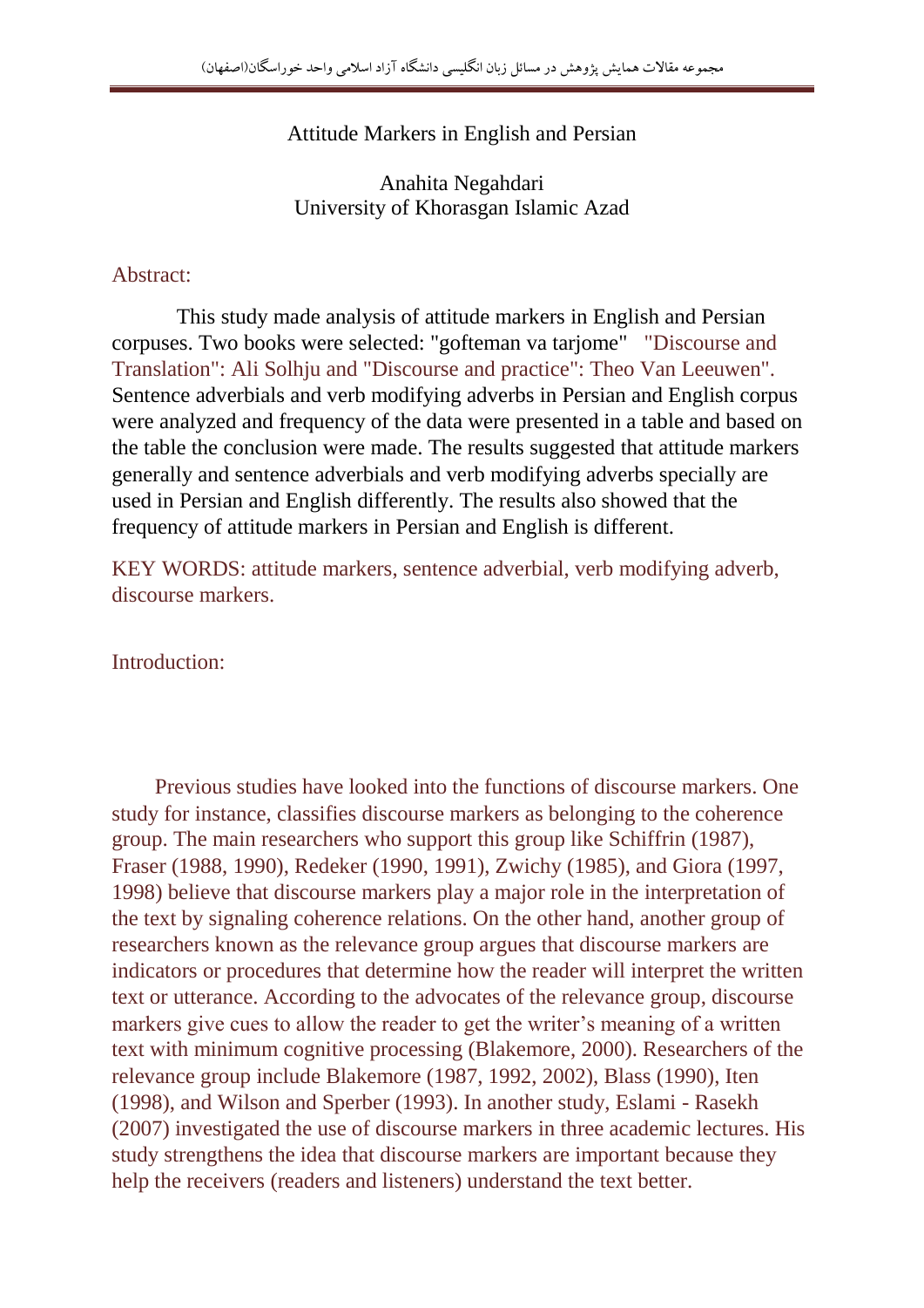# Attitude Markers in English and Persian

Anahita Negahdari
University of Khorasgan Islamic Azad

## Abstract:

This study made analysis of attitude markers in English and Persian corpuses. Two books were selected: "gofteman va tarjome" "Discourse and Translation": Ali Solhju and "Discourse and practice": Theo Van Leeuwen". Sentence adverbials and verb modifying adverbs in Persian and English corpus were analyzed and frequency of the data were presented in a table and based on the table the conclusion were made. The results suggested that attitude markers generally and sentence adverbials and verb modifying adverbs specially are used in Persian and English differently. The results also showed that the frequency of attitude markers in Persian and English is different.

KEY WORDS: attitude markers, sentence adverbial, verb modifying adverb, discourse markers.

## Introduction:

Previous studies have looked into the functions of discourse markers. One study for instance, classifies discourse markers as belonging to the coherence group. The main researchers who support this group like Schiffrin (1987), Fraser (1988, 1990), Redeker (1990, 1991), Zwichy (1985), and Giora (1997, 1998) believe that discourse markers play a major role in the interpretation of the text by signaling coherence relations. On the other hand, another group of researchers known as the relevance group argues that discourse markers are indicators or procedures that determine how the reader will interpret the written text or utterance. According to the advocates of the relevance group, discourse markers give cues to allow the reader to get the writer's meaning of a written text with minimum cognitive processing (Blakemore, 2000). Researchers of the relevance group include Blakemore (1987, 1992, 2002), Blass (1990), Iten (1998), and Wilson and Sperber (1993). In another study, Eslami - Rasekh (2007) investigated the use of discourse markers in three academic lectures. His study strengthens the idea that discourse markers are important because they help the receivers (readers and listeners) understand the text better.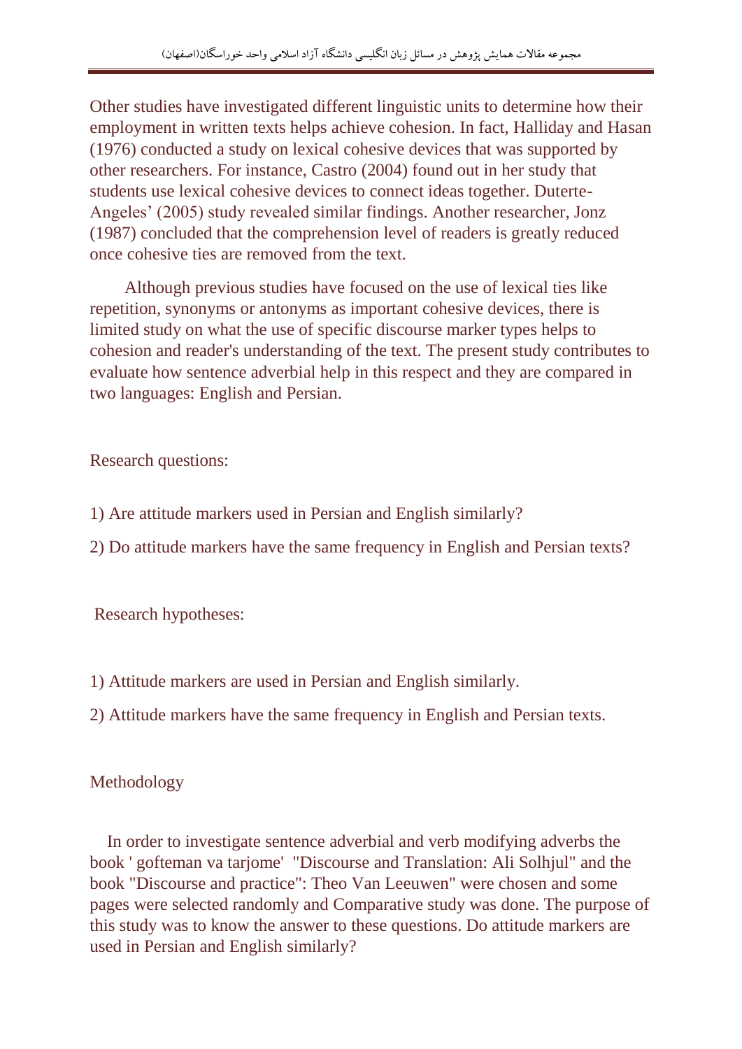Other studies have investigated different linguistic units to determine how their employment in written texts helps achieve cohesion. In fact, Halliday and Hasan (1976) conducted a study on lexical cohesive devices that was supported by other researchers. For instance, Castro (2004) found out in her study that students use lexical cohesive devices to connect ideas together. Duterte-Angeles' (2005) study revealed similar findings. Another researcher, Jonz (1987) concluded that the comprehension level of readers is greatly reduced once cohesive ties are removed from the text.

Although previous studies have focused on the use of lexical ties like repetition, synonyms or antonyms as important cohesive devices, there is limited study on what the use of specific discourse marker types helps to cohesion and reader's understanding of the text. The present study contributes to evaluate how sentence adverbial help in this respect and they are compared in two languages: English and Persian.

Research questions:

1) Are attitude markers used in Persian and English similarly?

2) Do attitude markers have the same frequency in English and Persian texts?

Research hypotheses:

1) Attitude markers are used in Persian and English similarly.

2) Attitude markers have the same frequency in English and Persian texts.

Methodology

In order to investigate sentence adverbial and verb modifying adverbs the book ' gofteman va tarjome' "Discourse and Translation: Ali Solhjul" and the book "Discourse and practice": Theo Van Leeuwen" were chosen and some pages were selected randomly and Comparative study was done. The purpose of this study was to know the answer to these questions. Do attitude markers are used in Persian and English similarly?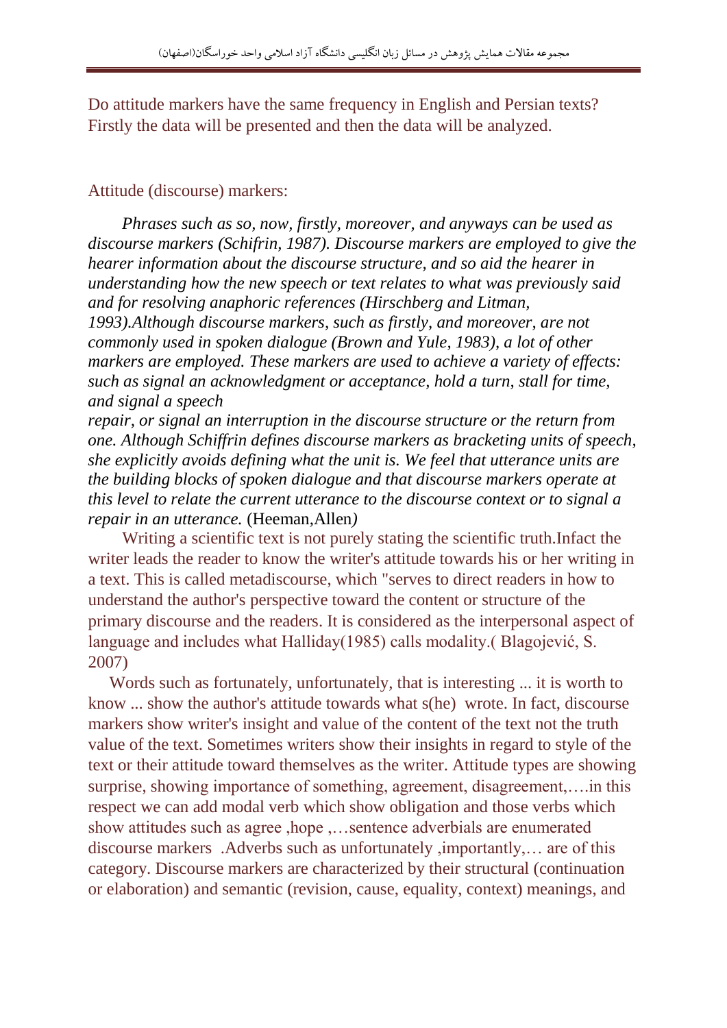Do attitude markers have the same frequency in English and Persian texts? Firstly the data will be presented and then the data will be analyzed.

Attitude (discourse) markers:

*Phrases such as so, now, firstly, moreover, and anyways can be used as discourse markers (Schifrin, 1987). Discourse markers are employed to give the hearer information about the discourse structure, and so aid the hearer in understanding how the new speech or text relates to what was previously said and for resolving anaphoric references (Hirschberg and Litman, 1993).Although discourse markers, such as firstly, and moreover, are not commonly used in spoken dialogue (Brown and Yule, 1983), a lot of other markers are employed. These markers are used to achieve a variety of effects: such as signal an acknowledgment or acceptance, hold a turn, stall for time, and signal a speech repair, or signal an interruption in the discourse structure or the return from one. Although Schiffrin defines discourse markers as bracketing units of speech, she explicitly avoids defining what the unit is. We feel that utterance units are the building blocks of spoken dialogue and that discourse markers operate at this level to relate the current utterance to the discourse context or to signal a repair in an utterance.* (Heeman,Allen*)*

Writing a scientific text is not purely stating the scientific truth.Infact the writer leads the reader to know the writer's attitude towards his or her writing in a text. This is called metadiscourse, which "serves to direct readers in how to understand the author's perspective toward the content or structure of the primary discourse and the readers. It is considered as the interpersonal aspect of language and includes what Halliday(1985) calls modality.( Blagojević, S. 2007)

Words such as fortunately, unfortunately, that is interesting ... it is worth to know ... show the author's attitude towards what s(he) wrote. In fact, discourse markers show writer's insight and value of the content of the text not the truth value of the text. Sometimes writers show their insights in regard to style of the text or their attitude toward themselves as the writer. Attitude types are showing surprise, showing importance of something, agreement, disagreement,….in this respect we can add modal verb which show obligation and those verbs which show attitudes such as agree ,hope ,…sentence adverbials are enumerated discourse markers .Adverbs such as unfortunately ,importantly,… are of this category. Discourse markers are characterized by their structural (continuation or elaboration) and semantic (revision, cause, equality, context) meanings, and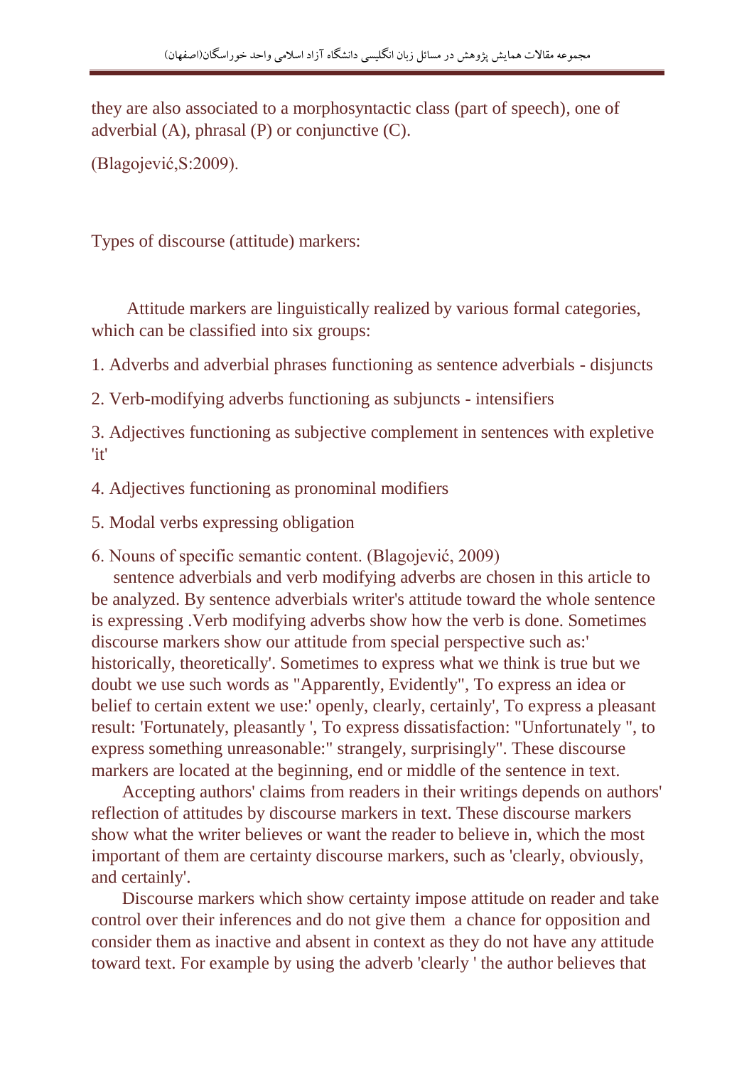they are also associated to a morphosyntactic class (part of speech), one of adverbial (A), phrasal (P) or conjunctive (C).

(Blagojević,S:2009).

Types of discourse (attitude) markers:

Attitude markers are linguistically realized by various formal categories, which can be classified into six groups:

1. Adverbs and adverbial phrases functioning as sentence adverbials - disjuncts

2. Verb-modifying adverbs functioning as subjuncts - intensifiers

3. Adjectives functioning as subjective complement in sentences with expletive 'it'

4. Adjectives functioning as pronominal modifiers

5. Modal verbs expressing obligation

6. Nouns of specific semantic content. (Blagojević, 2009)

sentence adverbials and verb modifying adverbs are chosen in this article to be analyzed. By sentence adverbials writer's attitude toward the whole sentence is expressing .Verb modifying adverbs show how the verb is done. Sometimes discourse markers show our attitude from special perspective such as:' historically, theoretically'. Sometimes to express what we think is true but we doubt we use such words as "Apparently, Evidently", To express an idea or belief to certain extent we use:' openly, clearly, certainly', To express a pleasant result: 'Fortunately, pleasantly ', To express dissatisfaction: "Unfortunately ", to express something unreasonable:" strangely, surprisingly". These discourse markers are located at the beginning, end or middle of the sentence in text.

Accepting authors' claims from readers in their writings depends on authors' reflection of attitudes by discourse markers in text. These discourse markers show what the writer believes or want the reader to believe in, which the most important of them are certainty discourse markers, such as 'clearly, obviously, and certainly'.

Discourse markers which show certainty impose attitude on reader and take control over their inferences and do not give them a chance for opposition and consider them as inactive and absent in context as they do not have any attitude toward text. For example by using the adverb 'clearly ' the author believes that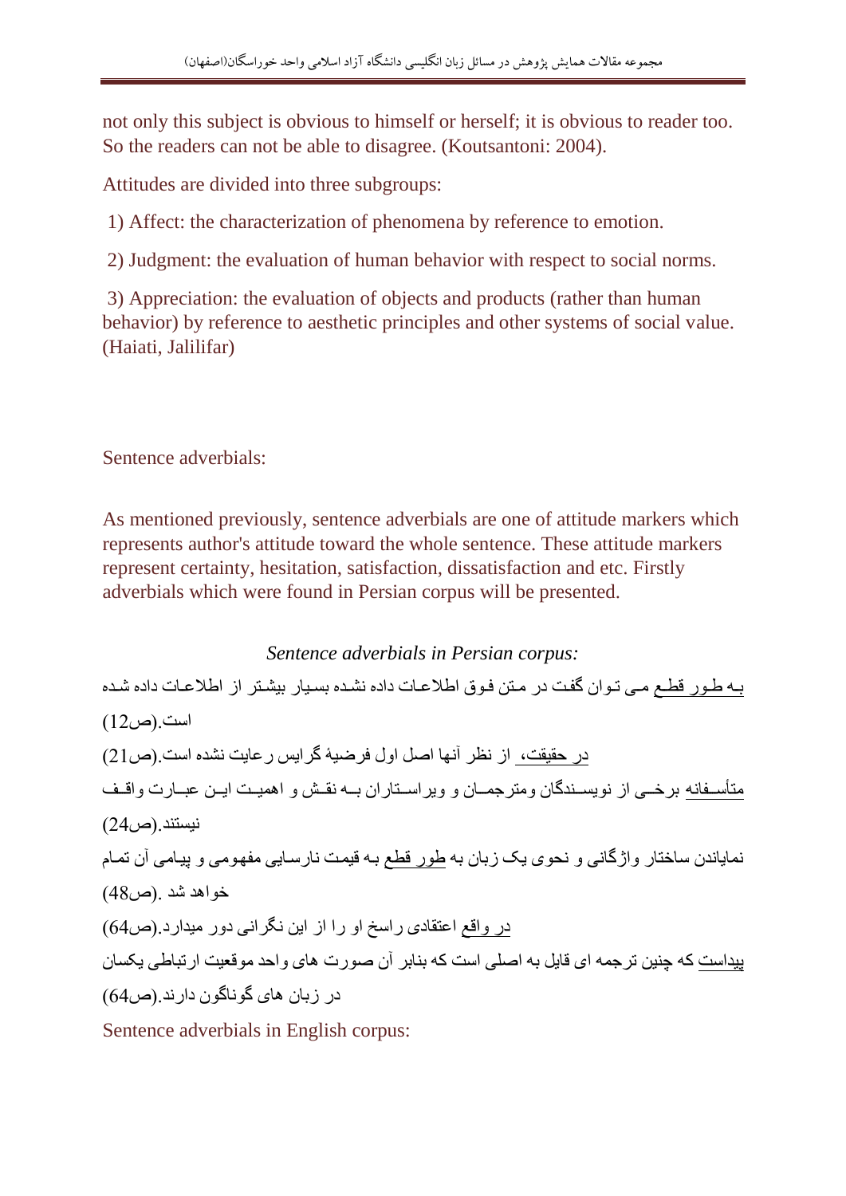not only this subject is obvious to himself or herself; it is obvious to reader too. So the readers can not be able to disagree. (Koutsantoni: 2004).

Attitudes are divided into three subgroups:

1) Affect: the characterization of phenomena by reference to emotion.

2) Judgment: the evaluation of human behavior with respect to social norms.

3) Appreciation: the evaluation of objects and products (rather than human behavior) by reference to aesthetic principles and other systems of social value. (Haiati, Jalilifar)

Sentence adverbials:

As mentioned previously, sentence adverbials are one of attitude markers which represents author's attitude toward the whole sentence. These attitude markers represent certainty, hesitation, satisfaction, dissatisfaction and etc. Firstly adverbials which were found in Persian corpus will be presented.

*Sentence adverbials in Persian corpus:*

به طور قطع می توان گفت در متن فوق اطلاعات داده نشده بسیار بیشتر از اطلاعات داده شده است.(ص12)

در حقیقت، از نظر آنها اصل اول فرضیهٔ گرایس رعایت نشده است.(ص21)

متأسفانه برخی از نویسندگان ومترجمان و ویراستاران به نقش و اهمیت این عبارت واقف نیستند.(ص24)

نمایاندن ساختار واژگانی و نحوی یک زبان به طور قطع به قیمت نارسایی مفهومی و پیامی آن تمام خواهد شد .(ص48)

در واقع اعتقادی راسخ او را از این نگرانی دور میدارد.(ص64)

پیداست که چنین ترجمه ای قایل به اصلی است که بنابر آن صورت های واحد موقعیت ارتباطی یکسان در زبان های گوناگون دارند.(ص64)

Sentence adverbials in English corpus: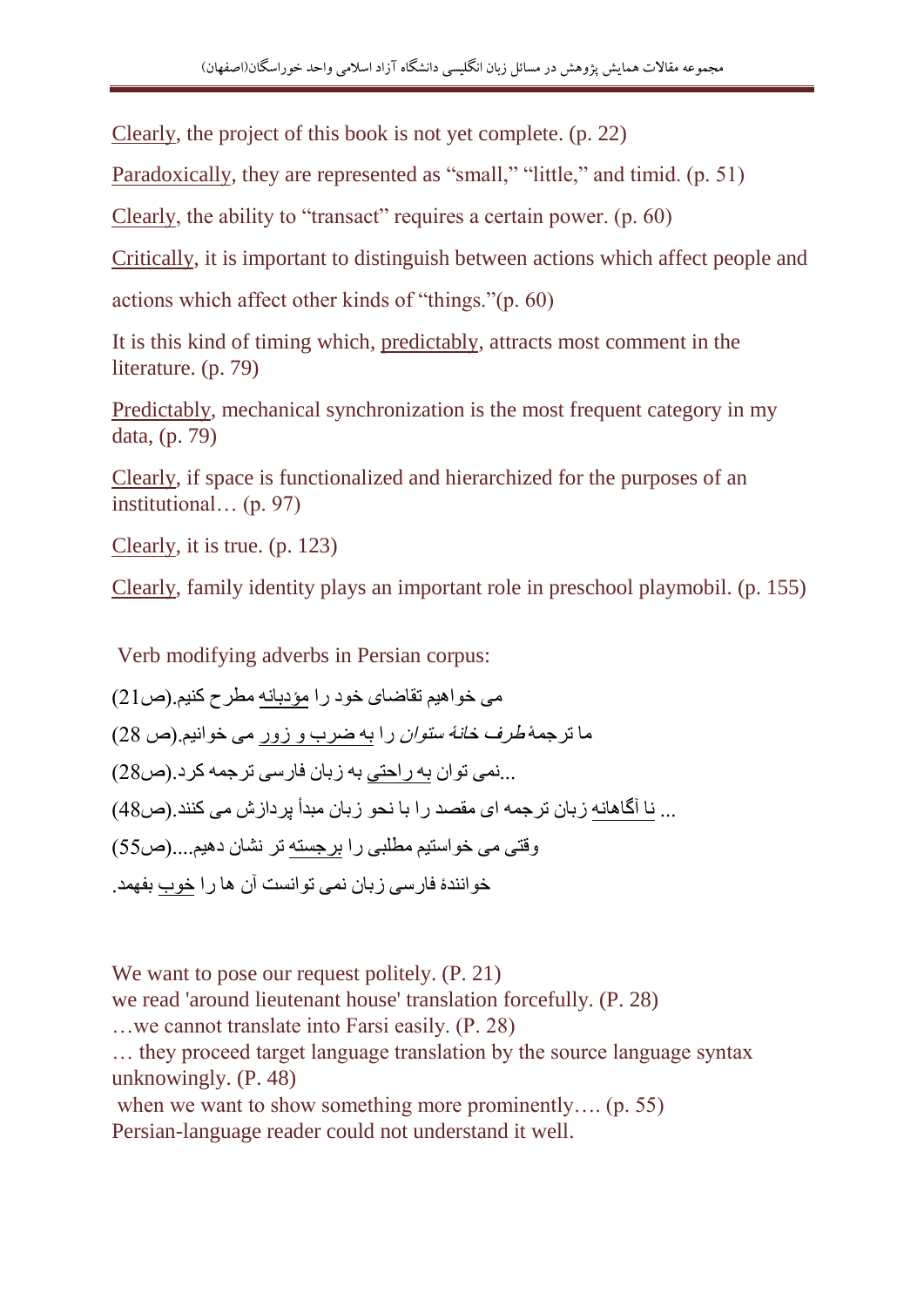Clearly, the project of this book is not yet complete. (p. 22)

Paradoxically, they are represented as "small," "little," and timid. (p. 51)

Clearly, the ability to "transact" requires a certain power. (p. 60)

Critically, it is important to distinguish between actions which affect people and actions which affect other kinds of "things."(p. 60)

It is this kind of timing which, predictably, attracts most comment in the literature. (p. 79)

Predictably, mechanical synchronization is the most frequent category in my data, (p. 79)

Clearly, if space is functionalized and hierarchized for the purposes of an institutional… (p. 97)

Clearly, it is true. (p. 123)

Clearly, family identity plays an important role in preschool playmobil. (p. 155)

Verb modifying adverbs in Persian corpus:

می خواهیم تقاضای خود را مؤدبانه مطرح کنیم.(ص21)

ما ترجمهٔ *طرف خانهٔ ستوان* را به ضرب و زور می خوانیم.(ص 28)

...نمی توان به راحتی به زبان فارسی ترجمه کرد.(ص28)

... نا آگاهانه زبان ترجمه ای مقصد را با نحو زبان مبدأ پردازش می کنند.(ص48)

وقتی می خواستیم مطلبی را برجسته تر نشان دهیم....(ص55)

خوانندهٔ فارسی زبان نمی توانست آن ها را خوب بفهمد.

We want to pose our request politely. (P. 21)
we read 'around lieutenant house' translation forcefully. (P. 28)
…we cannot translate into Farsi easily. (P. 28)
… they proceed target language translation by the source language syntax unknowingly. (P. 48)
when we want to show something more prominently…. (p. 55)
Persian-language reader could not understand it well.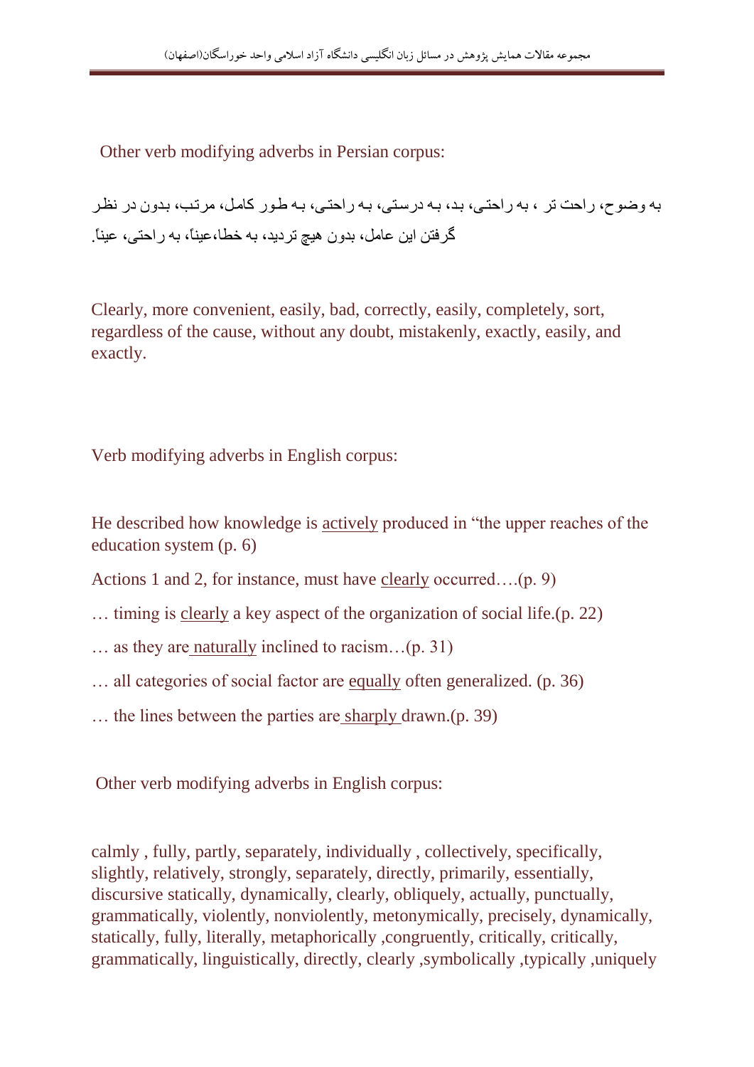Other verb modifying adverbs in Persian corpus:

به وضوح، راحت تر ، به راحتی، بد، به درستی، به راحتی، به طور کامل، مرتب، بدون در نظر گرفتن این عامل، بدون هیچ تردید، به خطا،عیناً، به راحتی، عیناً.

Clearly, more convenient, easily, bad, correctly, easily, completely, sort, regardless of the cause, without any doubt, mistakenly, exactly, easily, and exactly.

Verb modifying adverbs in English corpus:

He described how knowledge is actively produced in "the upper reaches of the education system (p. 6)

Actions 1 and 2, for instance, must have clearly occurred….(p. 9)

… timing is clearly a key aspect of the organization of social life.(p. 22)

… as they are naturally inclined to racism…(p. 31)

… all categories of social factor are equally often generalized. (p. 36)

… the lines between the parties are sharply drawn.(p. 39)

Other verb modifying adverbs in English corpus:

calmly , fully, partly, separately, individually , collectively, specifically, slightly, relatively, strongly, separately, directly, primarily, essentially, discursive statically, dynamically, clearly, obliquely, actually, punctually, grammatically, violently, nonviolently, metonymically, precisely, dynamically, statically, fully, literally, metaphorically ,congruently, critically, critically, grammatically, linguistically, directly, clearly ,symbolically ,typically ,uniquely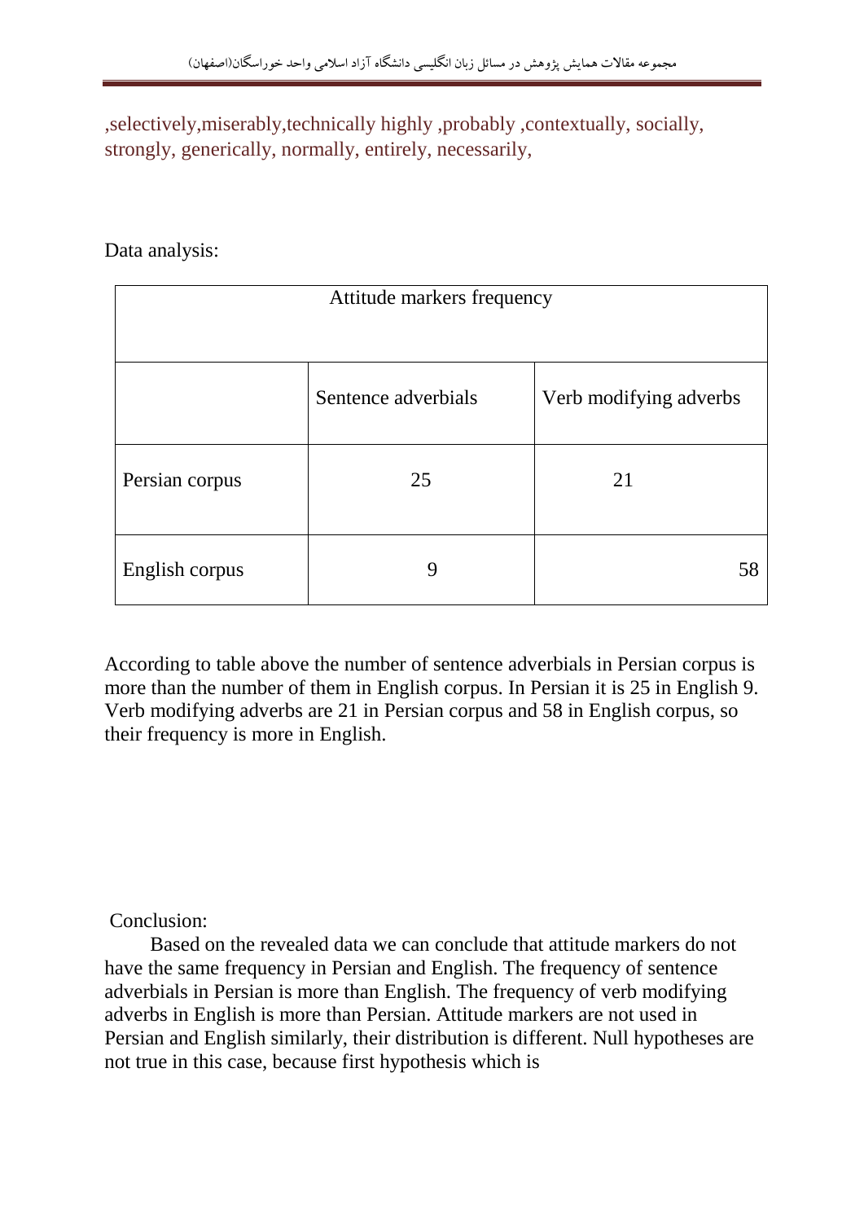,selectively,miserably,technically highly ,probably ,contextually, socially, strongly, generically, normally, entirely, necessarily,

Data analysis:

| Attitude markers frequency | | |
|---|---|---|
| | Sentence adverbials | Verb modifying adverbs |
| Persian corpus | 25 | 21 |
| English corpus | 9 | 58 |

According to table above the number of sentence adverbials in Persian corpus is more than the number of them in English corpus. In Persian it is 25 in English 9. Verb modifying adverbs are 21 in Persian corpus and 58 in English corpus, so their frequency is more in English.

Conclusion:

Based on the revealed data we can conclude that attitude markers do not have the same frequency in Persian and English. The frequency of sentence adverbials in Persian is more than English. The frequency of verb modifying adverbs in English is more than Persian. Attitude markers are not used in Persian and English similarly, their distribution is different. Null hypotheses are not true in this case, because first hypothesis which is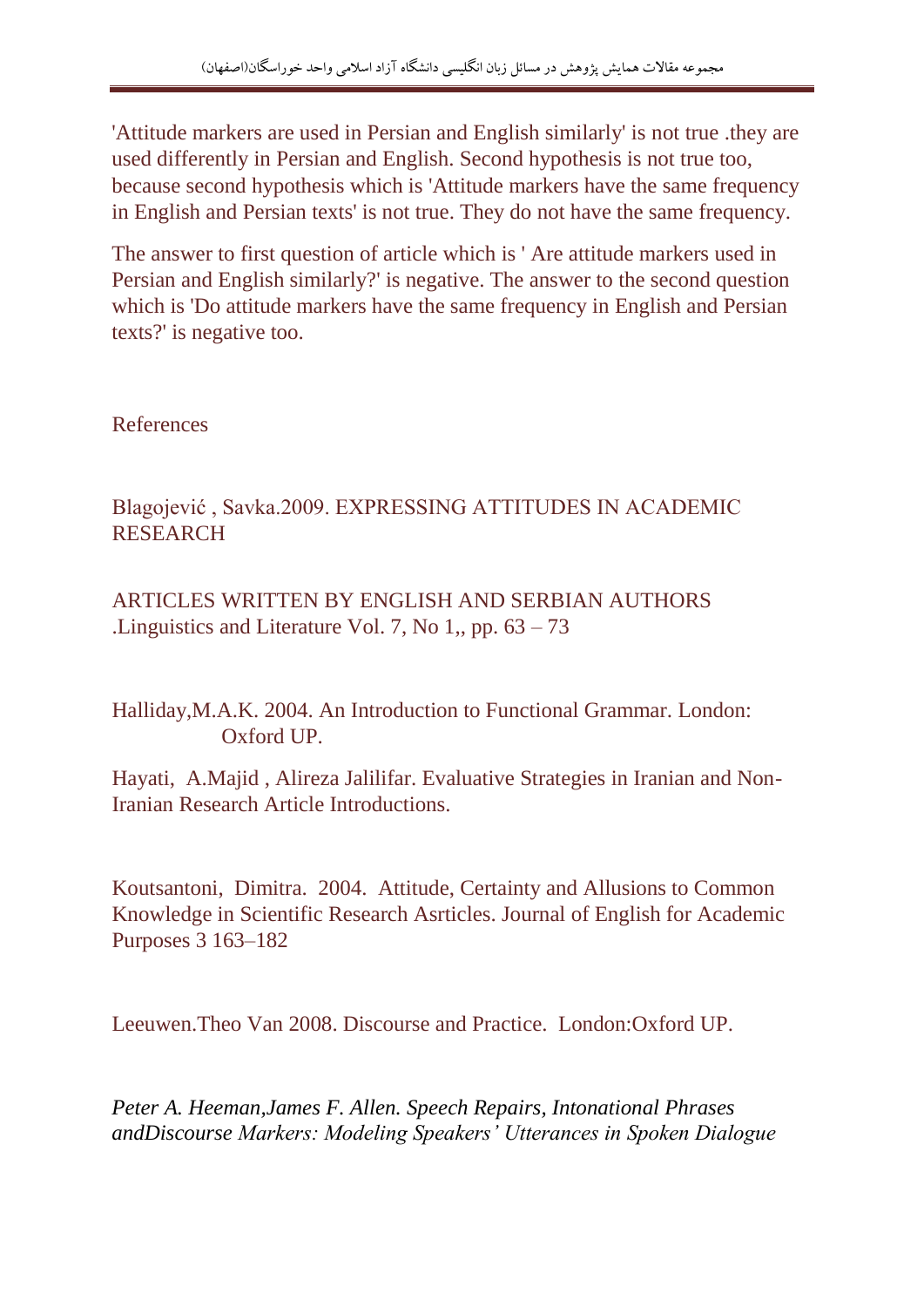'Attitude markers are used in Persian and English similarly' is not true .they are used differently in Persian and English. Second hypothesis is not true too, because second hypothesis which is 'Attitude markers have the same frequency in English and Persian texts' is not true. They do not have the same frequency.

The answer to first question of article which is ' Are attitude markers used in Persian and English similarly?' is negative. The answer to the second question which is 'Do attitude markers have the same frequency in English and Persian texts?' is negative too.

## References

Blagojević , Savka.2009. EXPRESSING ATTITUDES IN ACADEMIC RESEARCH

ARTICLES WRITTEN BY ENGLISH AND SERBIAN AUTHORS .Linguistics and Literature Vol. 7, No 1,, pp. 63 – 73

Halliday,M.A.K. 2004. An Introduction to Functional Grammar. London: Oxford UP.

Hayati, A.Majid , Alireza Jalilifar. Evaluative Strategies in Iranian and Non-Iranian Research Article Introductions.

Koutsantoni, Dimitra. 2004. Attitude, Certainty and Allusions to Common Knowledge in Scientific Research Asrticles. Journal of English for Academic Purposes 3 163–182

Leeuwen.Theo Van 2008. Discourse and Practice. London:Oxford UP.

*Peter A. Heeman,James F. Allen. Speech Repairs, Intonational Phrases andDiscourse Markers: Modeling Speakers' Utterances in Spoken Dialogue*